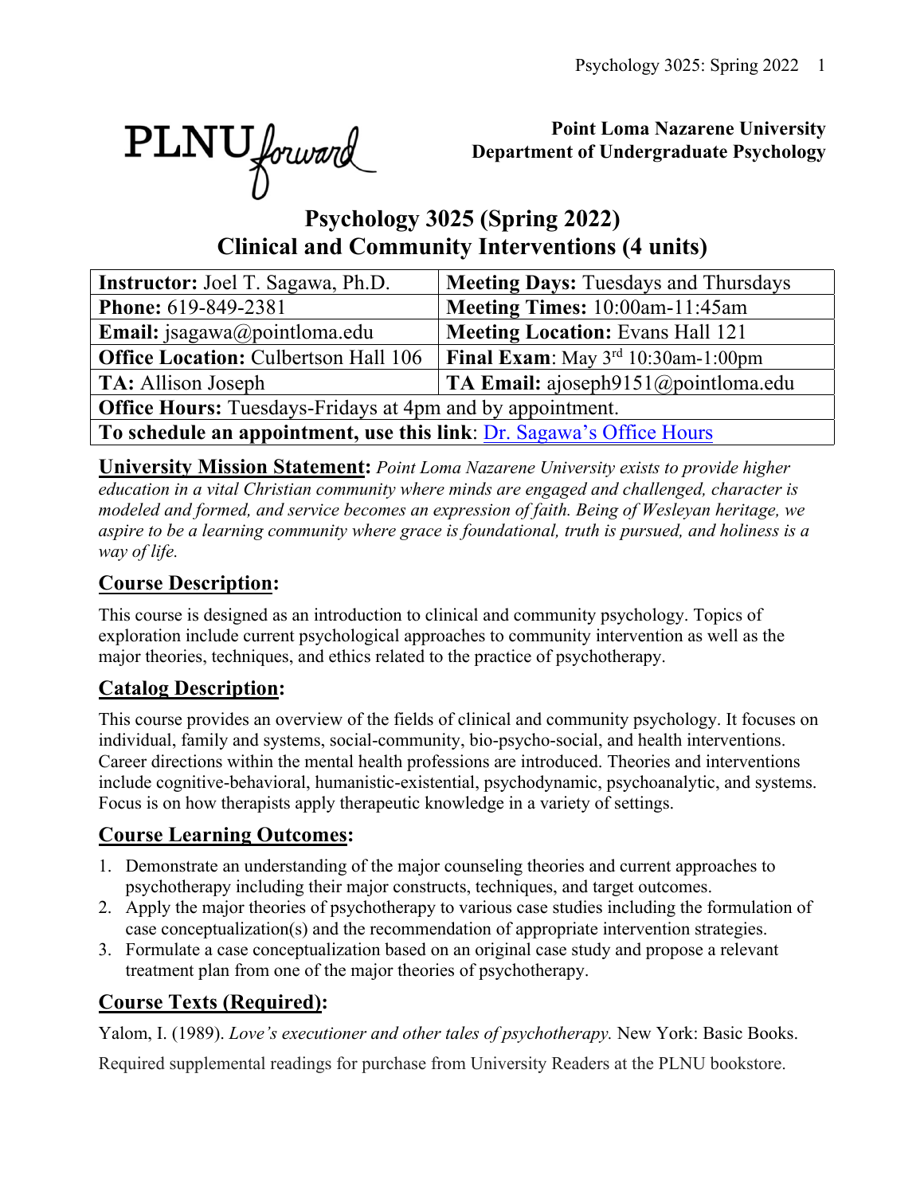PLNU forward

**Point Loma Nazarene University**
**Department of Undergraduate Psychology**

# Psychology 3025 (Spring 2022)
# Clinical and Community Interventions (4 units)

| **Instructor:** Joel T. Sagawa, Ph.D. | **Meeting Days:** Tuesdays and Thursdays |
|---|---|
| **Phone:** 619-849-2381 | **Meeting Times:** 10:00am-11:45am |
| **Email:** jsagawa@pointloma.edu | **Meeting Location:** Evans Hall 121 |
| **Office Location:** Culbertson Hall 106 | **Final Exam**: May 3rd 10:30am-1:00pm |
| **TA:** Allison Joseph | **TA Email:** ajoseph9151@pointloma.edu |
| **Office Hours:** Tuesdays-Fridays at 4pm and by appointment. | |
| **To schedule an appointment, use this link**: Dr. Sagawa's Office Hours | |

**University Mission Statement:** *Point Loma Nazarene University exists to provide higher education in a vital Christian community where minds are engaged and challenged, character is modeled and formed, and service becomes an expression of faith. Being of Wesleyan heritage, we aspire to be a learning community where grace is foundational, truth is pursued, and holiness is a way of life.*

## Course Description:

This course is designed as an introduction to clinical and community psychology. Topics of exploration include current psychological approaches to community intervention as well as the major theories, techniques, and ethics related to the practice of psychotherapy.

## Catalog Description:

This course provides an overview of the fields of clinical and community psychology. It focuses on individual, family and systems, social-community, bio-psycho-social, and health interventions. Career directions within the mental health professions are introduced. Theories and interventions include cognitive-behavioral, humanistic-existential, psychodynamic, psychoanalytic, and systems. Focus is on how therapists apply therapeutic knowledge in a variety of settings.

## Course Learning Outcomes:

1. Demonstrate an understanding of the major counseling theories and current approaches to psychotherapy including their major constructs, techniques, and target outcomes.
2. Apply the major theories of psychotherapy to various case studies including the formulation of case conceptualization(s) and the recommendation of appropriate intervention strategies.
3. Formulate a case conceptualization based on an original case study and propose a relevant treatment plan from one of the major theories of psychotherapy.

## Course Texts (Required):

Yalom, I. (1989). *Love's executioner and other tales of psychotherapy.* New York: Basic Books.

Required supplemental readings for purchase from University Readers at the PLNU bookstore.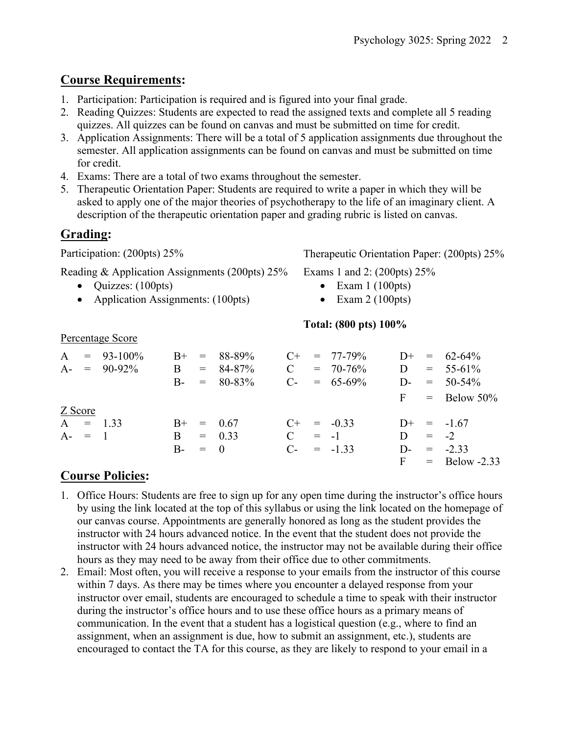## Course Requirements:

1. Participation: Participation is required and is figured into your final grade.
2. Reading Quizzes: Students are expected to read the assigned texts and complete all 5 reading quizzes. All quizzes can be found on canvas and must be submitted on time for credit.
3. Application Assignments: There will be a total of 5 application assignments due throughout the semester. All application assignments can be found on canvas and must be submitted on time for credit.
4. Exams: There are a total of two exams throughout the semester.
5. Therapeutic Orientation Paper: Students are required to write a paper in which they will be asked to apply one of the major theories of psychotherapy to the life of an imaginary client. A description of the therapeutic orientation paper and grading rubric is listed on canvas.

## Grading:

Participation: (200pts) 25%

Reading & Application Assignments (200pts) 25%

- Quizzes: (100pts)
- Application Assignments: (100pts)

Therapeutic Orientation Paper: (200pts) 25%

Exams 1 and 2: (200pts) 25%

- Exam 1 (100pts)
- Exam 2 (100pts)

**Total: (800 pts) 100%**

Percentage Score

| | | | | | | | | | | | |
|---|---|---|---|---|---|---|---|---|---|---|---|
| A | = | 93-100% | B+ | = | 88-89% | C+ | = | 77-79% | D+ | = | 62-64% |
| A- | = | 90-92% | B | = | 84-87% | C | = | 70-76% | D | = | 55-61% |
| | | | B- | = | 80-83% | C- | = | 65-69% | D- | = | 50-54% |
| | | | | | | | | | F | = | Below 50% |

Z Score

| | | | | | | | | | | | |
|---|---|---|---|---|---|---|---|---|---|---|---|
| A | = | 1.33 | B+ | = | 0.67 | C+ | = | -0.33 | D+ | = | -1.67 |
| A- | = | 1 | B | = | 0.33 | C | = | -1 | D | = | -2 |
| | | | B- | = | 0 | C- | = | -1.33 | D- | = | -2.33 |
| | | | | | | | | | F | = | Below -2.33 |

## Course Policies:

1. Office Hours: Students are free to sign up for any open time during the instructor's office hours by using the link located at the top of this syllabus or using the link located on the homepage of our canvas course. Appointments are generally honored as long as the student provides the instructor with 24 hours advanced notice. In the event that the student does not provide the instructor with 24 hours advanced notice, the instructor may not be available during their office hours as they may need to be away from their office due to other commitments.
2. Email: Most often, you will receive a response to your emails from the instructor of this course within 7 days. As there may be times where you encounter a delayed response from your instructor over email, students are encouraged to schedule a time to speak with their instructor during the instructor's office hours and to use these office hours as a primary means of communication. In the event that a student has a logistical question (e.g., where to find an assignment, when an assignment is due, how to submit an assignment, etc.), students are encouraged to contact the TA for this course, as they are likely to respond to your email in a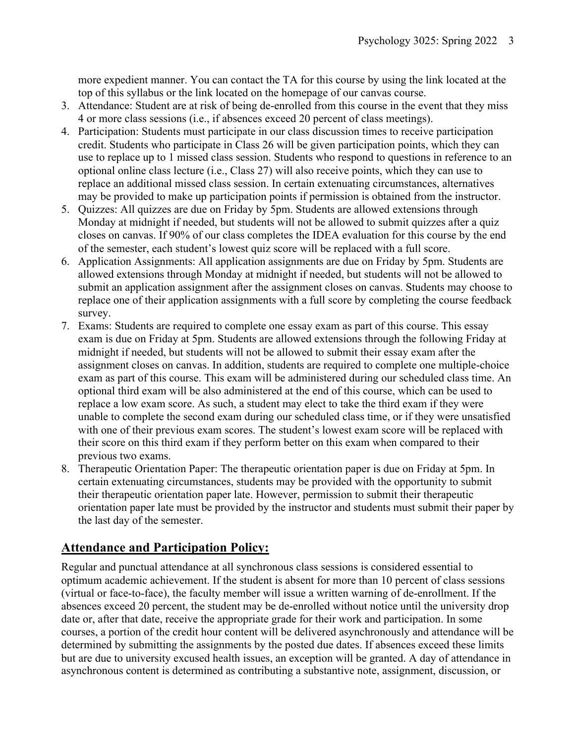more expedient manner. You can contact the TA for this course by using the link located at the top of this syllabus or the link located on the homepage of our canvas course.

3. Attendance: Student are at risk of being de-enrolled from this course in the event that they miss 4 or more class sessions (i.e., if absences exceed 20 percent of class meetings).
4. Participation: Students must participate in our class discussion times to receive participation credit. Students who participate in Class 26 will be given participation points, which they can use to replace up to 1 missed class session. Students who respond to questions in reference to an optional online class lecture (i.e., Class 27) will also receive points, which they can use to replace an additional missed class session. In certain extenuating circumstances, alternatives may be provided to make up participation points if permission is obtained from the instructor.
5. Quizzes: All quizzes are due on Friday by 5pm. Students are allowed extensions through Monday at midnight if needed, but students will not be allowed to submit quizzes after a quiz closes on canvas. If 90% of our class completes the IDEA evaluation for this course by the end of the semester, each student's lowest quiz score will be replaced with a full score.
6. Application Assignments: All application assignments are due on Friday by 5pm. Students are allowed extensions through Monday at midnight if needed, but students will not be allowed to submit an application assignment after the assignment closes on canvas. Students may choose to replace one of their application assignments with a full score by completing the course feedback survey.
7. Exams: Students are required to complete one essay exam as part of this course. This essay exam is due on Friday at 5pm. Students are allowed extensions through the following Friday at midnight if needed, but students will not be allowed to submit their essay exam after the assignment closes on canvas. In addition, students are required to complete one multiple-choice exam as part of this course. This exam will be administered during our scheduled class time. An optional third exam will be also administered at the end of this course, which can be used to replace a low exam score. As such, a student may elect to take the third exam if they were unable to complete the second exam during our scheduled class time, or if they were unsatisfied with one of their previous exam scores. The student's lowest exam score will be replaced with their score on this third exam if they perform better on this exam when compared to their previous two exams.
8. Therapeutic Orientation Paper: The therapeutic orientation paper is due on Friday at 5pm. In certain extenuating circumstances, students may be provided with the opportunity to submit their therapeutic orientation paper late. However, permission to submit their therapeutic orientation paper late must be provided by the instructor and students must submit their paper by the last day of the semester.

## Attendance and Participation Policy:

Regular and punctual attendance at all synchronous class sessions is considered essential to optimum academic achievement. If the student is absent for more than 10 percent of class sessions (virtual or face-to-face), the faculty member will issue a written warning of de-enrollment. If the absences exceed 20 percent, the student may be de-enrolled without notice until the university drop date or, after that date, receive the appropriate grade for their work and participation. In some courses, a portion of the credit hour content will be delivered asynchronously and attendance will be determined by submitting the assignments by the posted due dates. If absences exceed these limits but are due to university excused health issues, an exception will be granted. A day of attendance in asynchronous content is determined as contributing a substantive note, assignment, discussion, or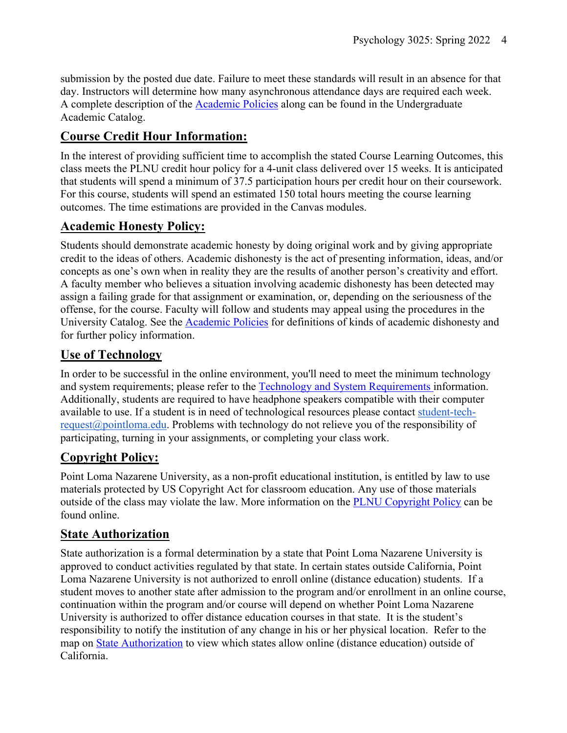submission by the posted due date. Failure to meet these standards will result in an absence for that day. Instructors will determine how many asynchronous attendance days are required each week. A complete description of the Academic Policies along can be found in the Undergraduate Academic Catalog.

## Course Credit Hour Information:

In the interest of providing sufficient time to accomplish the stated Course Learning Outcomes, this class meets the PLNU credit hour policy for a 4-unit class delivered over 15 weeks. It is anticipated that students will spend a minimum of 37.5 participation hours per credit hour on their coursework. For this course, students will spend an estimated 150 total hours meeting the course learning outcomes. The time estimations are provided in the Canvas modules.

## Academic Honesty Policy:

Students should demonstrate academic honesty by doing original work and by giving appropriate credit to the ideas of others. Academic dishonesty is the act of presenting information, ideas, and/or concepts as one's own when in reality they are the results of another person's creativity and effort. A faculty member who believes a situation involving academic dishonesty has been detected may assign a failing grade for that assignment or examination, or, depending on the seriousness of the offense, for the course. Faculty will follow and students may appeal using the procedures in the University Catalog. See the Academic Policies for definitions of kinds of academic dishonesty and for further policy information.

## Use of Technology

In order to be successful in the online environment, you'll need to meet the minimum technology and system requirements; please refer to the Technology and System Requirements information. Additionally, students are required to have headphone speakers compatible with their computer available to use. If a student is in need of technological resources please contact student-tech-request@pointloma.edu. Problems with technology do not relieve you of the responsibility of participating, turning in your assignments, or completing your class work.

## Copyright Policy:

Point Loma Nazarene University, as a non-profit educational institution, is entitled by law to use materials protected by US Copyright Act for classroom education. Any use of those materials outside of the class may violate the law. More information on the PLNU Copyright Policy can be found online.

## State Authorization

State authorization is a formal determination by a state that Point Loma Nazarene University is approved to conduct activities regulated by that state. In certain states outside California, Point Loma Nazarene University is not authorized to enroll online (distance education) students. If a student moves to another state after admission to the program and/or enrollment in an online course, continuation within the program and/or course will depend on whether Point Loma Nazarene University is authorized to offer distance education courses in that state. It is the student's responsibility to notify the institution of any change in his or her physical location. Refer to the map on State Authorization to view which states allow online (distance education) outside of California.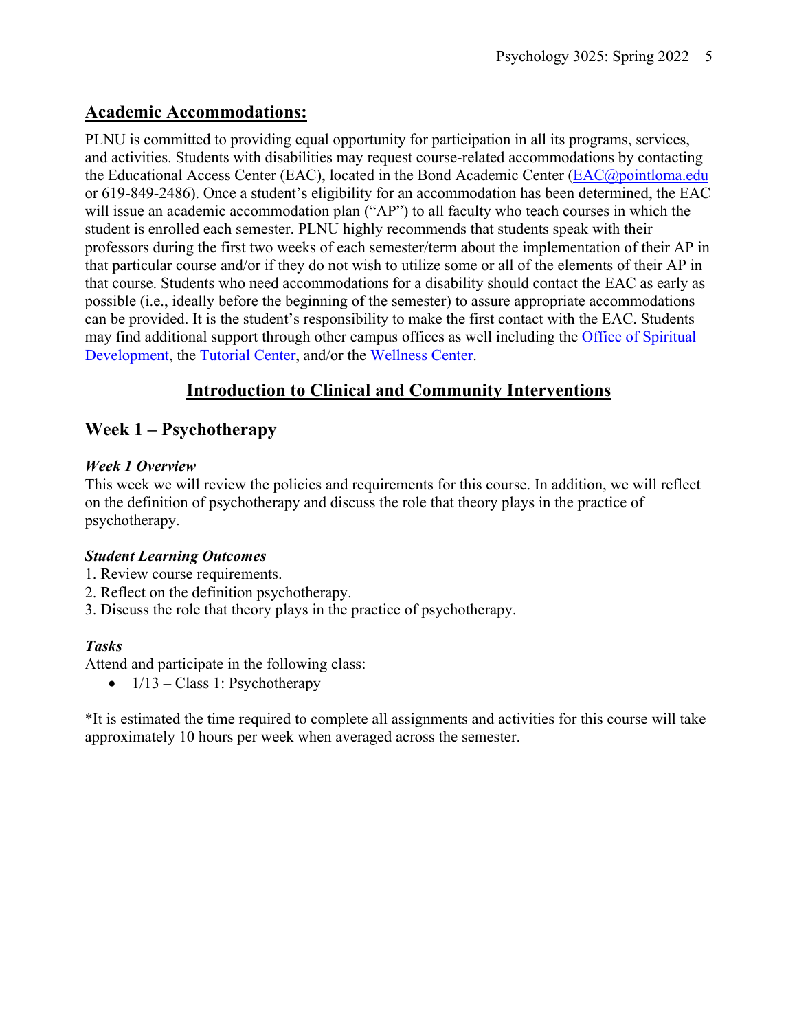## Academic Accommodations:

PLNU is committed to providing equal opportunity for participation in all its programs, services, and activities. Students with disabilities may request course-related accommodations by contacting the Educational Access Center (EAC), located in the Bond Academic Center (EAC@pointloma.edu or 619-849-2486). Once a student's eligibility for an accommodation has been determined, the EAC will issue an academic accommodation plan ("AP") to all faculty who teach courses in which the student is enrolled each semester. PLNU highly recommends that students speak with their professors during the first two weeks of each semester/term about the implementation of their AP in that particular course and/or if they do not wish to utilize some or all of the elements of their AP in that course. Students who need accommodations for a disability should contact the EAC as early as possible (i.e., ideally before the beginning of the semester) to assure appropriate accommodations can be provided. It is the student's responsibility to make the first contact with the EAC. Students may find additional support through other campus offices as well including the Office of Spiritual Development, the Tutorial Center, and/or the Wellness Center.

# Introduction to Clinical and Community Interventions

## Week 1 – Psychotherapy

### *Week 1 Overview*

This week we will review the policies and requirements for this course. In addition, we will reflect on the definition of psychotherapy and discuss the role that theory plays in the practice of psychotherapy.

### *Student Learning Outcomes*

1. Review course requirements.
2. Reflect on the definition psychotherapy.
3. Discuss the role that theory plays in the practice of psychotherapy.

### *Tasks*

Attend and participate in the following class:

- 1/13 – Class 1: Psychotherapy

*It is estimated the time required to complete all assignments and activities for this course will take approximately 10 hours per week when averaged across the semester.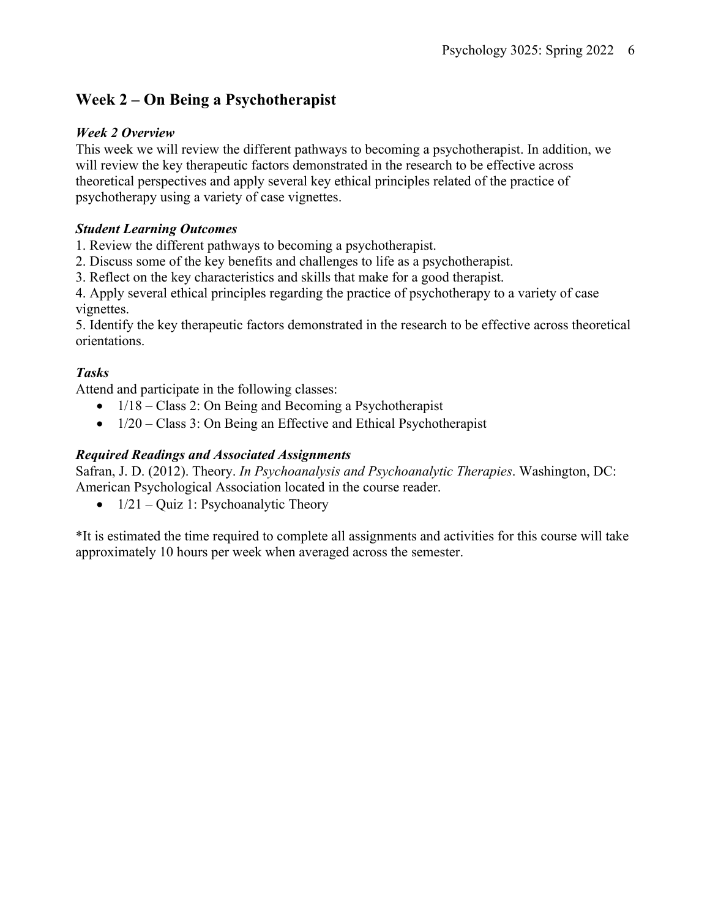## Week 2 – On Being a Psychotherapist

### *Week 2 Overview*

This week we will review the different pathways to becoming a psychotherapist. In addition, we will review the key therapeutic factors demonstrated in the research to be effective across theoretical perspectives and apply several key ethical principles related of the practice of psychotherapy using a variety of case vignettes.

### *Student Learning Outcomes*

1. Review the different pathways to becoming a psychotherapist.
2. Discuss some of the key benefits and challenges to life as a psychotherapist.
3. Reflect on the key characteristics and skills that make for a good therapist.
4. Apply several ethical principles regarding the practice of psychotherapy to a variety of case vignettes.
5. Identify the key therapeutic factors demonstrated in the research to be effective across theoretical orientations.

### *Tasks*

Attend and participate in the following classes:

- 1/18 – Class 2: On Being and Becoming a Psychotherapist
- 1/20 – Class 3: On Being an Effective and Ethical Psychotherapist

### *Required Readings and Associated Assignments*

Safran, J. D. (2012). Theory. *In Psychoanalysis and Psychoanalytic Therapies*. Washington, DC: American Psychological Association located in the course reader.

- 1/21 – Quiz 1: Psychoanalytic Theory

*It is estimated the time required to complete all assignments and activities for this course will take approximately 10 hours per week when averaged across the semester.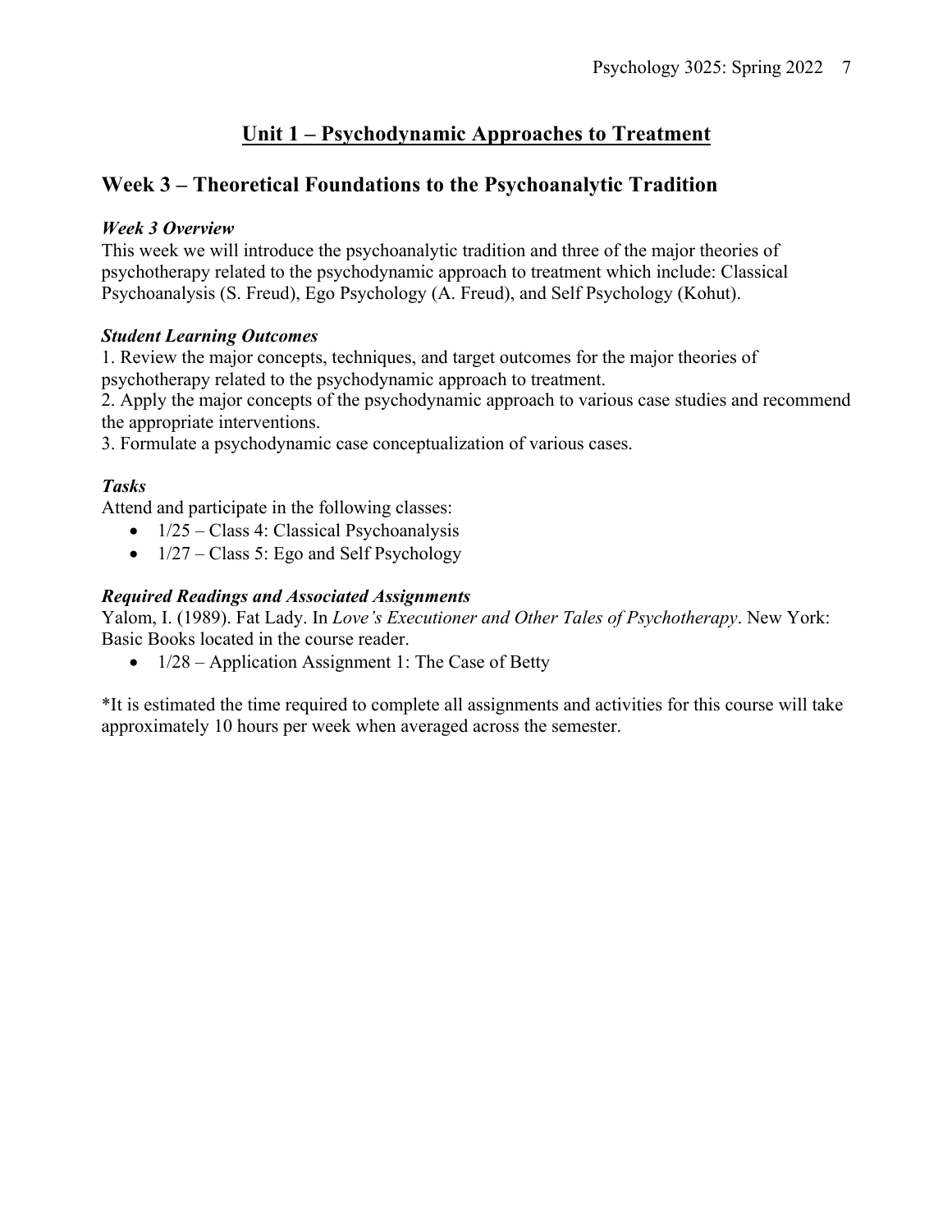# Unit 1 – Psychodynamic Approaches to Treatment

## Week 3 – Theoretical Foundations to the Psychoanalytic Tradition

### *Week 3 Overview*

This week we will introduce the psychoanalytic tradition and three of the major theories of psychotherapy related to the psychodynamic approach to treatment which include: Classical Psychoanalysis (S. Freud), Ego Psychology (A. Freud), and Self Psychology (Kohut).

### *Student Learning Outcomes*

1. Review the major concepts, techniques, and target outcomes for the major theories of psychotherapy related to the psychodynamic approach to treatment.
2. Apply the major concepts of the psychodynamic approach to various case studies and recommend the appropriate interventions.
3. Formulate a psychodynamic case conceptualization of various cases.

### *Tasks*

Attend and participate in the following classes:

- 1/25 – Class 4: Classical Psychoanalysis
- 1/27 – Class 5: Ego and Self Psychology

### *Required Readings and Associated Assignments*

Yalom, I. (1989). Fat Lady. In *Love's Executioner and Other Tales of Psychotherapy*. New York: Basic Books located in the course reader.

- 1/28 – Application Assignment 1: The Case of Betty

*It is estimated the time required to complete all assignments and activities for this course will take approximately 10 hours per week when averaged across the semester.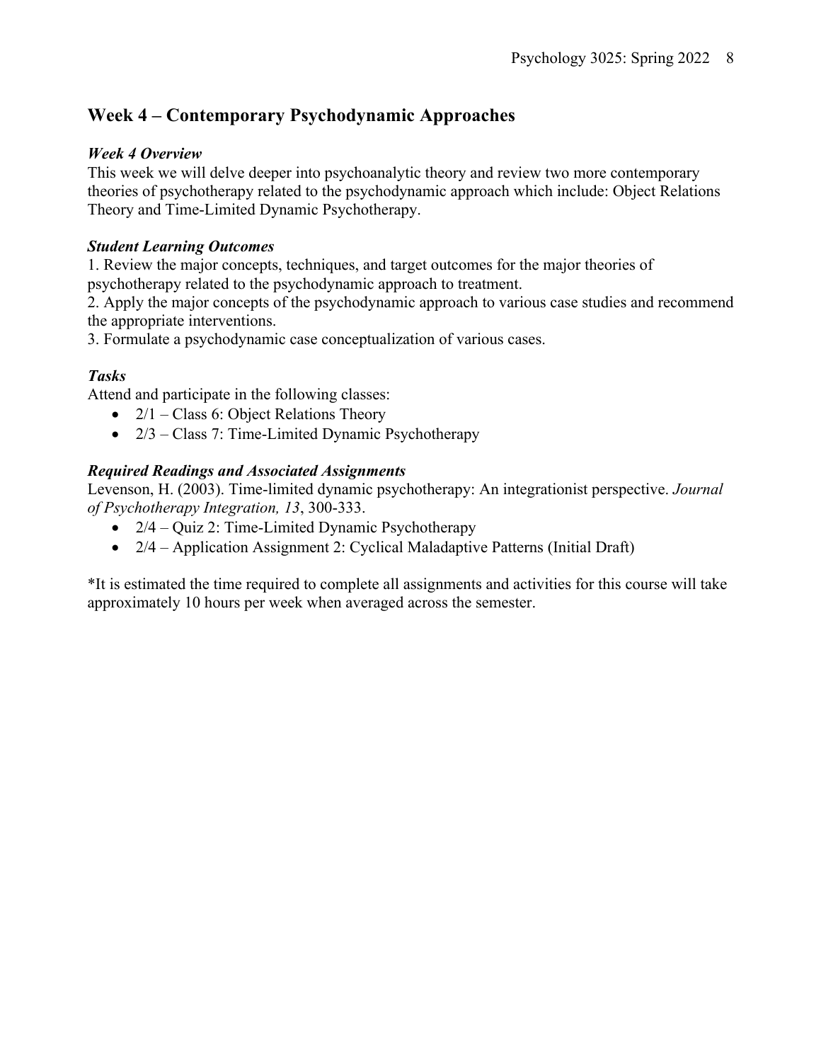## Week 4 – Contemporary Psychodynamic Approaches

***Week 4 Overview***

This week we will delve deeper into psychoanalytic theory and review two more contemporary theories of psychotherapy related to the psychodynamic approach which include: Object Relations Theory and Time-Limited Dynamic Psychotherapy.

***Student Learning Outcomes***

1. Review the major concepts, techniques, and target outcomes for the major theories of psychotherapy related to the psychodynamic approach to treatment.
2. Apply the major concepts of the psychodynamic approach to various case studies and recommend the appropriate interventions.
3. Formulate a psychodynamic case conceptualization of various cases.

***Tasks***

Attend and participate in the following classes:

- 2/1 – Class 6: Object Relations Theory
- 2/3 – Class 7: Time-Limited Dynamic Psychotherapy

***Required Readings and Associated Assignments***

Levenson, H. (2003). Time-limited dynamic psychotherapy: An integrationist perspective. *Journal of Psychotherapy Integration, 13*, 300-333.

- 2/4 – Quiz 2: Time-Limited Dynamic Psychotherapy
- 2/4 – Application Assignment 2: Cyclical Maladaptive Patterns (Initial Draft)

*It is estimated the time required to complete all assignments and activities for this course will take approximately 10 hours per week when averaged across the semester.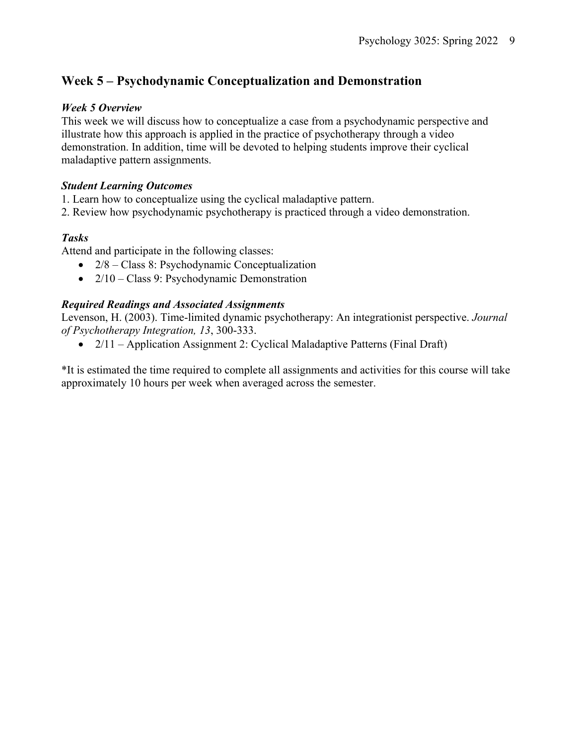## Week 5 – Psychodynamic Conceptualization and Demonstration

### *Week 5 Overview*

This week we will discuss how to conceptualize a case from a psychodynamic perspective and illustrate how this approach is applied in the practice of psychotherapy through a video demonstration. In addition, time will be devoted to helping students improve their cyclical maladaptive pattern assignments.

### *Student Learning Outcomes*

1. Learn how to conceptualize using the cyclical maladaptive pattern.
2. Review how psychodynamic psychotherapy is practiced through a video demonstration.

### *Tasks*

Attend and participate in the following classes:

- 2/8 – Class 8: Psychodynamic Conceptualization
- 2/10 – Class 9: Psychodynamic Demonstration

### *Required Readings and Associated Assignments*

Levenson, H. (2003). Time-limited dynamic psychotherapy: An integrationist perspective. *Journal of Psychotherapy Integration, 13*, 300-333.

- 2/11 – Application Assignment 2: Cyclical Maladaptive Patterns (Final Draft)

*It is estimated the time required to complete all assignments and activities for this course will take approximately 10 hours per week when averaged across the semester.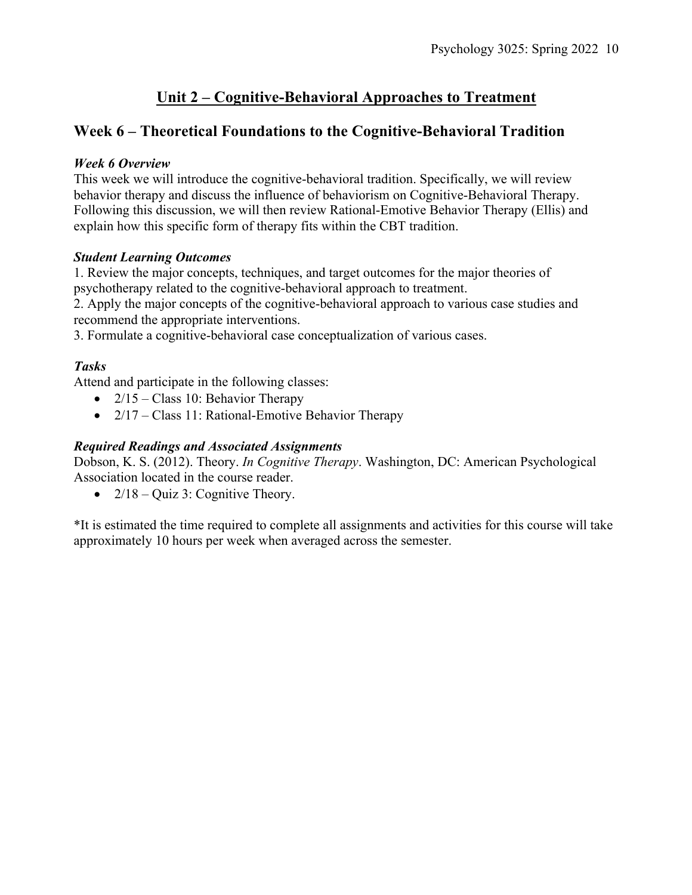## Unit 2 – Cognitive-Behavioral Approaches to Treatment

## Week 6 – Theoretical Foundations to the Cognitive-Behavioral Tradition

***Week 6 Overview***

This week we will introduce the cognitive-behavioral tradition. Specifically, we will review behavior therapy and discuss the influence of behaviorism on Cognitive-Behavioral Therapy. Following this discussion, we will then review Rational-Emotive Behavior Therapy (Ellis) and explain how this specific form of therapy fits within the CBT tradition.

***Student Learning Outcomes***

1. Review the major concepts, techniques, and target outcomes for the major theories of psychotherapy related to the cognitive-behavioral approach to treatment.
2. Apply the major concepts of the cognitive-behavioral approach to various case studies and recommend the appropriate interventions.
3. Formulate a cognitive-behavioral case conceptualization of various cases.

***Tasks***

Attend and participate in the following classes:

- 2/15 – Class 10: Behavior Therapy
- 2/17 – Class 11: Rational-Emotive Behavior Therapy

***Required Readings and Associated Assignments***

Dobson, K. S. (2012). Theory. *In Cognitive Therapy*. Washington, DC: American Psychological Association located in the course reader.

- 2/18 – Quiz 3: Cognitive Theory.

*It is estimated the time required to complete all assignments and activities for this course will take approximately 10 hours per week when averaged across the semester.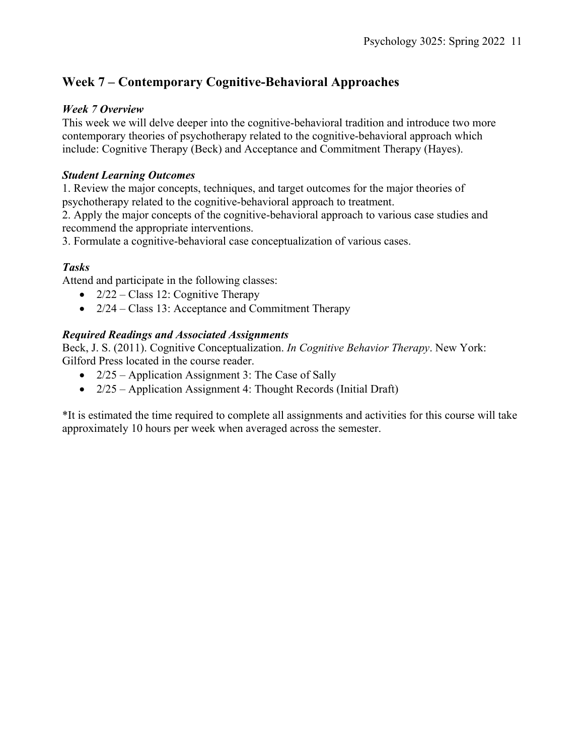## Week 7 – Contemporary Cognitive-Behavioral Approaches

### *Week 7 Overview*

This week we will delve deeper into the cognitive-behavioral tradition and introduce two more contemporary theories of psychotherapy related to the cognitive-behavioral approach which include: Cognitive Therapy (Beck) and Acceptance and Commitment Therapy (Hayes).

### *Student Learning Outcomes*

1. Review the major concepts, techniques, and target outcomes for the major theories of psychotherapy related to the cognitive-behavioral approach to treatment.
2. Apply the major concepts of the cognitive-behavioral approach to various case studies and recommend the appropriate interventions.
3. Formulate a cognitive-behavioral case conceptualization of various cases.

### *Tasks*

Attend and participate in the following classes:

- 2/22 – Class 12: Cognitive Therapy
- 2/24 – Class 13: Acceptance and Commitment Therapy

### *Required Readings and Associated Assignments*

Beck, J. S. (2011). Cognitive Conceptualization. *In Cognitive Behavior Therapy*. New York: Gilford Press located in the course reader.

- 2/25 – Application Assignment 3: The Case of Sally
- 2/25 – Application Assignment 4: Thought Records (Initial Draft)

*It is estimated the time required to complete all assignments and activities for this course will take approximately 10 hours per week when averaged across the semester.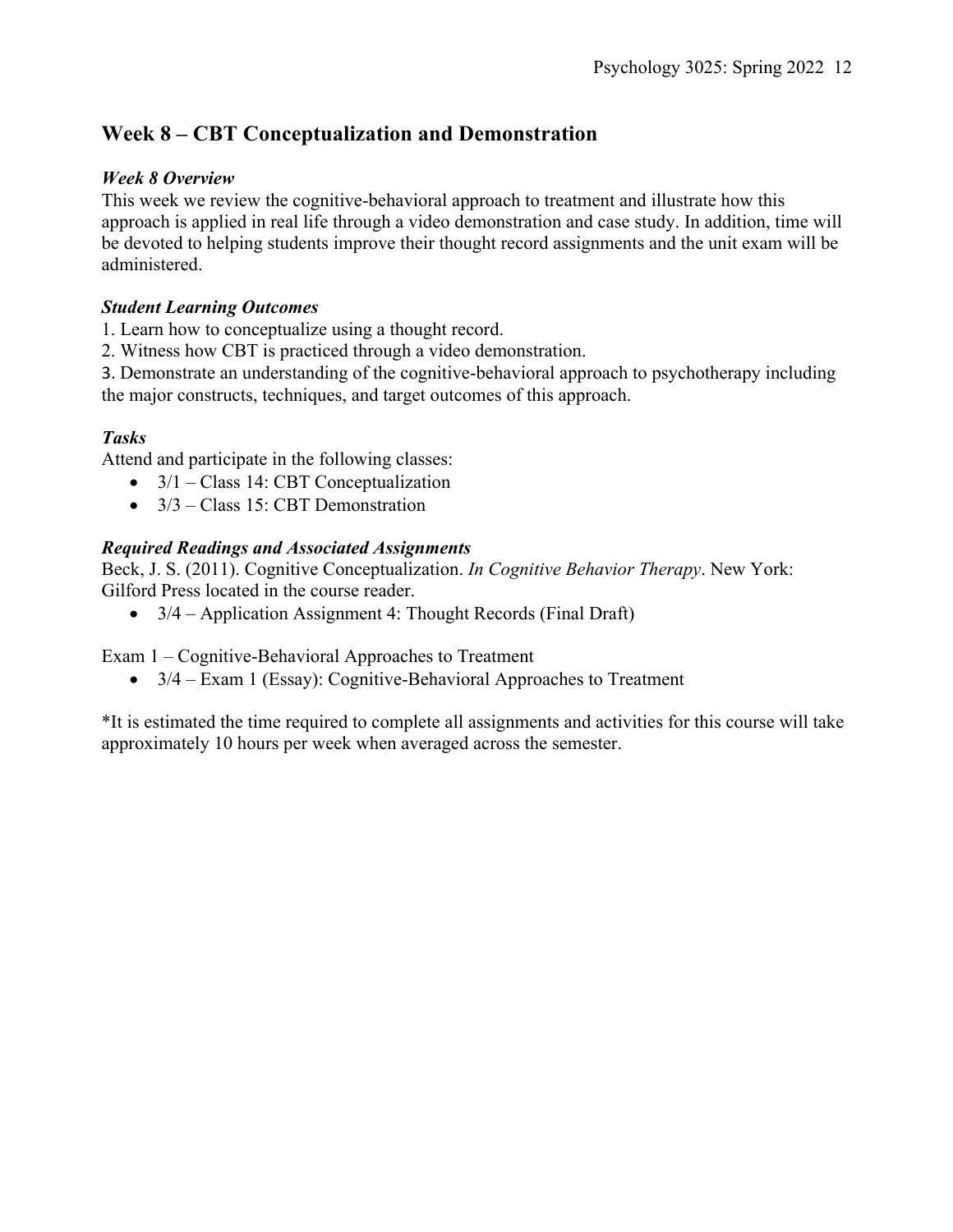## Week 8 – CBT Conceptualization and Demonstration

### *Week 8 Overview*

This week we review the cognitive-behavioral approach to treatment and illustrate how this approach is applied in real life through a video demonstration and case study. In addition, time will be devoted to helping students improve their thought record assignments and the unit exam will be administered.

### *Student Learning Outcomes*

1. Learn how to conceptualize using a thought record.
2. Witness how CBT is practiced through a video demonstration.
3. Demonstrate an understanding of the cognitive-behavioral approach to psychotherapy including the major constructs, techniques, and target outcomes of this approach.

### *Tasks*

Attend and participate in the following classes:

- 3/1 – Class 14: CBT Conceptualization
- 3/3 – Class 15: CBT Demonstration

### *Required Readings and Associated Assignments*

Beck, J. S. (2011). Cognitive Conceptualization. *In Cognitive Behavior Therapy*. New York: Gilford Press located in the course reader.

- 3/4 – Application Assignment 4: Thought Records (Final Draft)

Exam 1 – Cognitive-Behavioral Approaches to Treatment

- 3/4 – Exam 1 (Essay): Cognitive-Behavioral Approaches to Treatment

*It is estimated the time required to complete all assignments and activities for this course will take approximately 10 hours per week when averaged across the semester.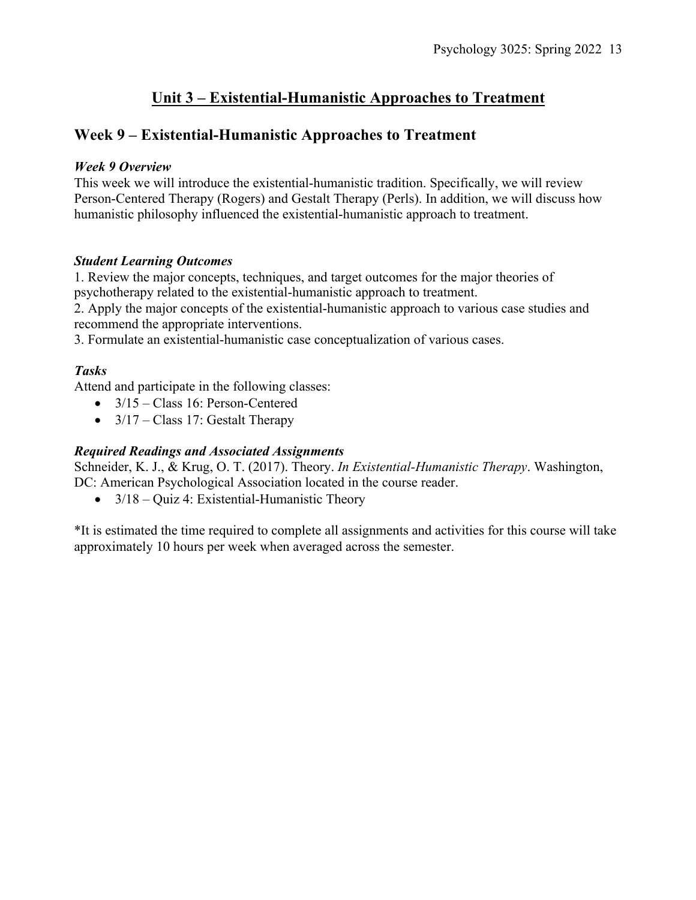# Unit 3 – Existential-Humanistic Approaches to Treatment

## Week 9 – Existential-Humanistic Approaches to Treatment

***Week 9 Overview***

This week we will introduce the existential-humanistic tradition. Specifically, we will review Person-Centered Therapy (Rogers) and Gestalt Therapy (Perls). In addition, we will discuss how humanistic philosophy influenced the existential-humanistic approach to treatment.

***Student Learning Outcomes***

1. Review the major concepts, techniques, and target outcomes for the major theories of psychotherapy related to the existential-humanistic approach to treatment.
2. Apply the major concepts of the existential-humanistic approach to various case studies and recommend the appropriate interventions.
3. Formulate an existential-humanistic case conceptualization of various cases.

***Tasks***

Attend and participate in the following classes:

- 3/15 – Class 16: Person-Centered
- 3/17 – Class 17: Gestalt Therapy

***Required Readings and Associated Assignments***

Schneider, K. J., & Krug, O. T. (2017). Theory. *In Existential-Humanistic Therapy*. Washington, DC: American Psychological Association located in the course reader.

- 3/18 – Quiz 4: Existential-Humanistic Theory

*It is estimated the time required to complete all assignments and activities for this course will take approximately 10 hours per week when averaged across the semester.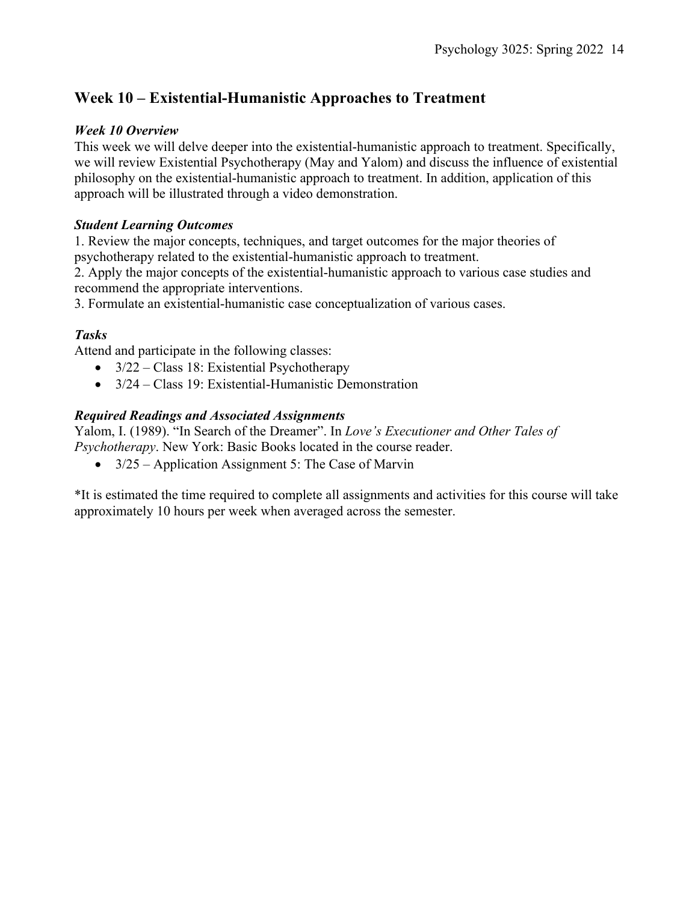## Week 10 – Existential-Humanistic Approaches to Treatment

### *Week 10 Overview*

This week we will delve deeper into the existential-humanistic approach to treatment. Specifically, we will review Existential Psychotherapy (May and Yalom) and discuss the influence of existential philosophy on the existential-humanistic approach to treatment. In addition, application of this approach will be illustrated through a video demonstration.

### *Student Learning Outcomes*

1. Review the major concepts, techniques, and target outcomes for the major theories of psychotherapy related to the existential-humanistic approach to treatment.
2. Apply the major concepts of the existential-humanistic approach to various case studies and recommend the appropriate interventions.
3. Formulate an existential-humanistic case conceptualization of various cases.

### *Tasks*

Attend and participate in the following classes:

- 3/22 – Class 18: Existential Psychotherapy
- 3/24 – Class 19: Existential-Humanistic Demonstration

### *Required Readings and Associated Assignments*

Yalom, I. (1989). "In Search of the Dreamer". In *Love's Executioner and Other Tales of Psychotherapy*. New York: Basic Books located in the course reader.

- 3/25 – Application Assignment 5: The Case of Marvin

*It is estimated the time required to complete all assignments and activities for this course will take approximately 10 hours per week when averaged across the semester.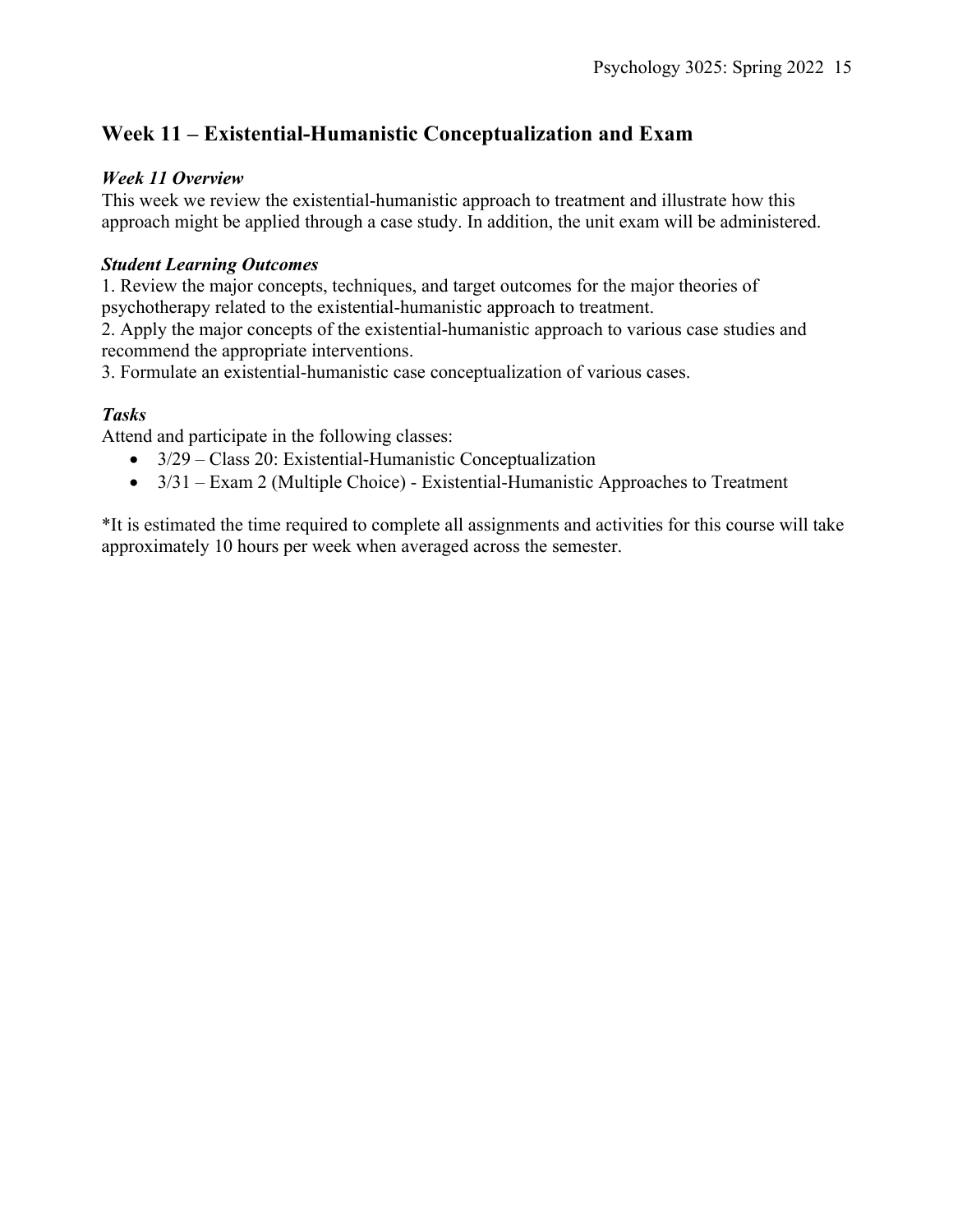## Week 11 – Existential-Humanistic Conceptualization and Exam

### *Week 11 Overview*

This week we review the existential-humanistic approach to treatment and illustrate how this approach might be applied through a case study. In addition, the unit exam will be administered.

### *Student Learning Outcomes*

1. Review the major concepts, techniques, and target outcomes for the major theories of psychotherapy related to the existential-humanistic approach to treatment.
2. Apply the major concepts of the existential-humanistic approach to various case studies and recommend the appropriate interventions.
3. Formulate an existential-humanistic case conceptualization of various cases.

### *Tasks*

Attend and participate in the following classes:

- 3/29 – Class 20: Existential-Humanistic Conceptualization
- 3/31 – Exam 2 (Multiple Choice) - Existential-Humanistic Approaches to Treatment

*It is estimated the time required to complete all assignments and activities for this course will take approximately 10 hours per week when averaged across the semester.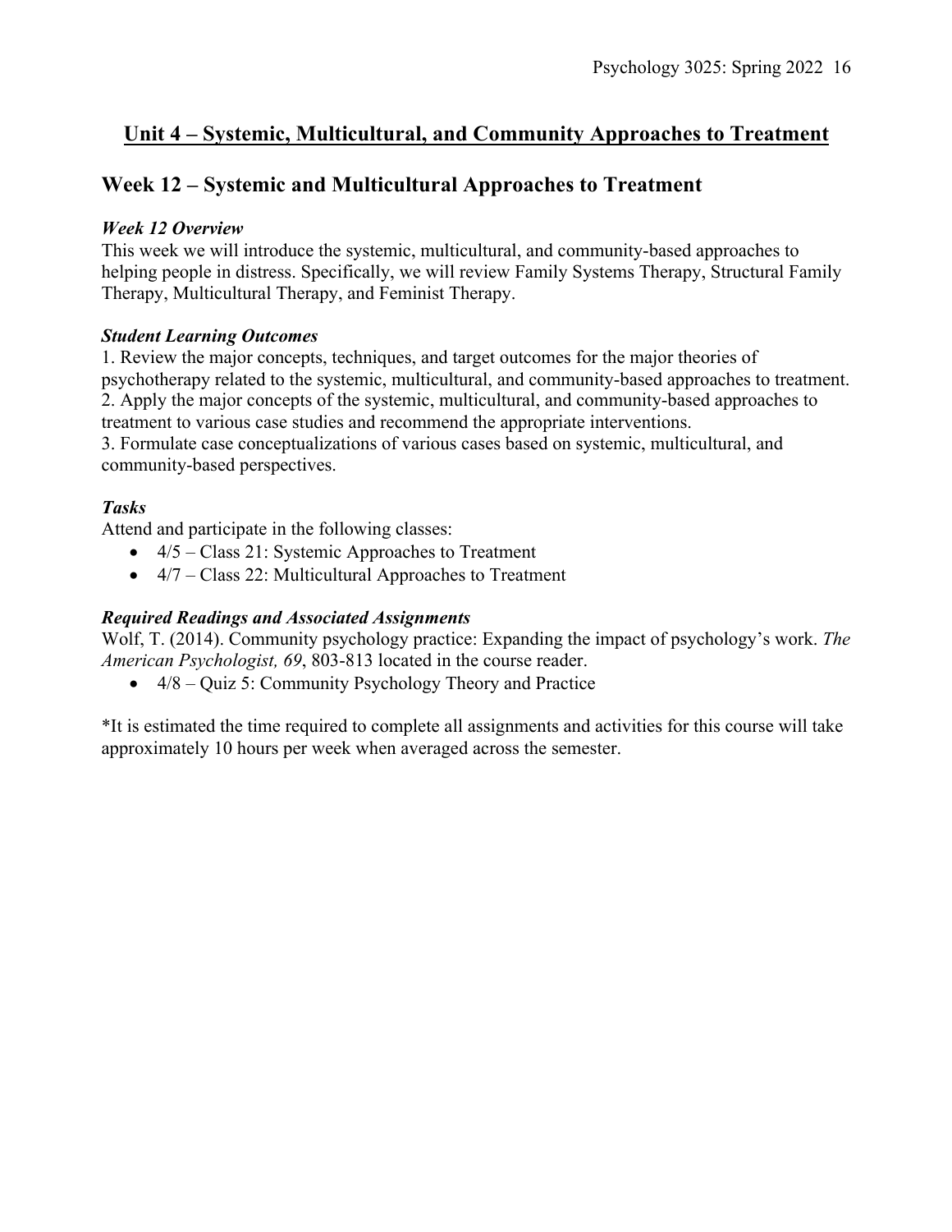## <u>Unit 4 – Systemic, Multicultural, and Community Approaches to Treatment</u>

## Week 12 – Systemic and Multicultural Approaches to Treatment

### *Week 12 Overview*

This week we will introduce the systemic, multicultural, and community-based approaches to helping people in distress. Specifically, we will review Family Systems Therapy, Structural Family Therapy, Multicultural Therapy, and Feminist Therapy.

### *Student Learning Outcomes*

1. Review the major concepts, techniques, and target outcomes for the major theories of psychotherapy related to the systemic, multicultural, and community-based approaches to treatment.
2. Apply the major concepts of the systemic, multicultural, and community-based approaches to treatment to various case studies and recommend the appropriate interventions.
3. Formulate case conceptualizations of various cases based on systemic, multicultural, and community-based perspectives.

### *Tasks*

Attend and participate in the following classes:

- 4/5 – Class 21: Systemic Approaches to Treatment
- 4/7 – Class 22: Multicultural Approaches to Treatment

### *Required Readings and Associated Assignments*

Wolf, T. (2014). Community psychology practice: Expanding the impact of psychology's work. *The American Psychologist, 69*, 803-813 located in the course reader.

- 4/8 – Quiz 5: Community Psychology Theory and Practice

*It is estimated the time required to complete all assignments and activities for this course will take approximately 10 hours per week when averaged across the semester.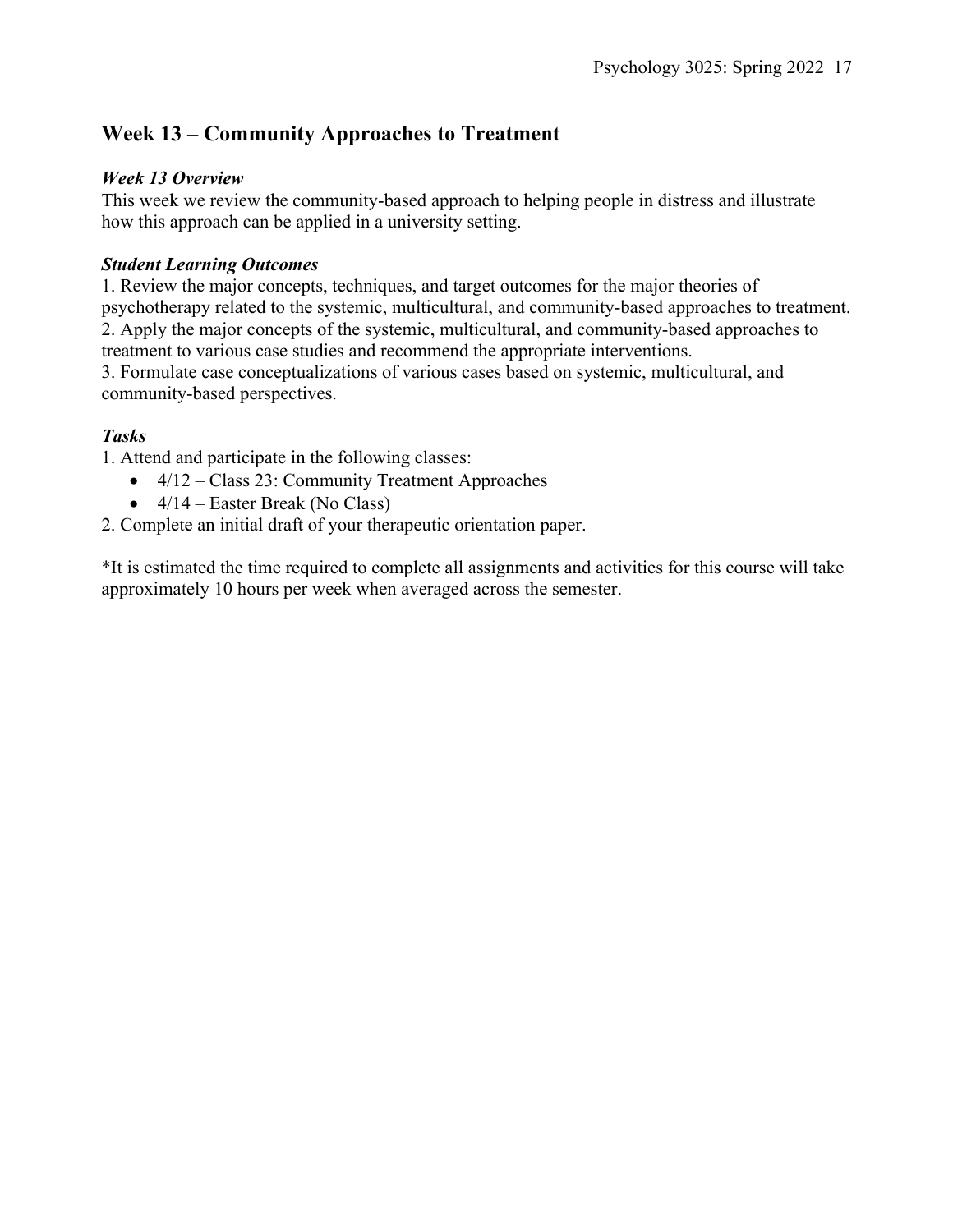## Week 13 – Community Approaches to Treatment

### *Week 13 Overview*

This week we review the community-based approach to helping people in distress and illustrate how this approach can be applied in a university setting.

### *Student Learning Outcomes*

1. Review the major concepts, techniques, and target outcomes for the major theories of psychotherapy related to the systemic, multicultural, and community-based approaches to treatment.
2. Apply the major concepts of the systemic, multicultural, and community-based approaches to treatment to various case studies and recommend the appropriate interventions.
3. Formulate case conceptualizations of various cases based on systemic, multicultural, and community-based perspectives.

### *Tasks*

1. Attend and participate in the following classes:
   - 4/12 – Class 23: Community Treatment Approaches
   - 4/14 – Easter Break (No Class)
2. Complete an initial draft of your therapeutic orientation paper.

*It is estimated the time required to complete all assignments and activities for this course will take approximately 10 hours per week when averaged across the semester.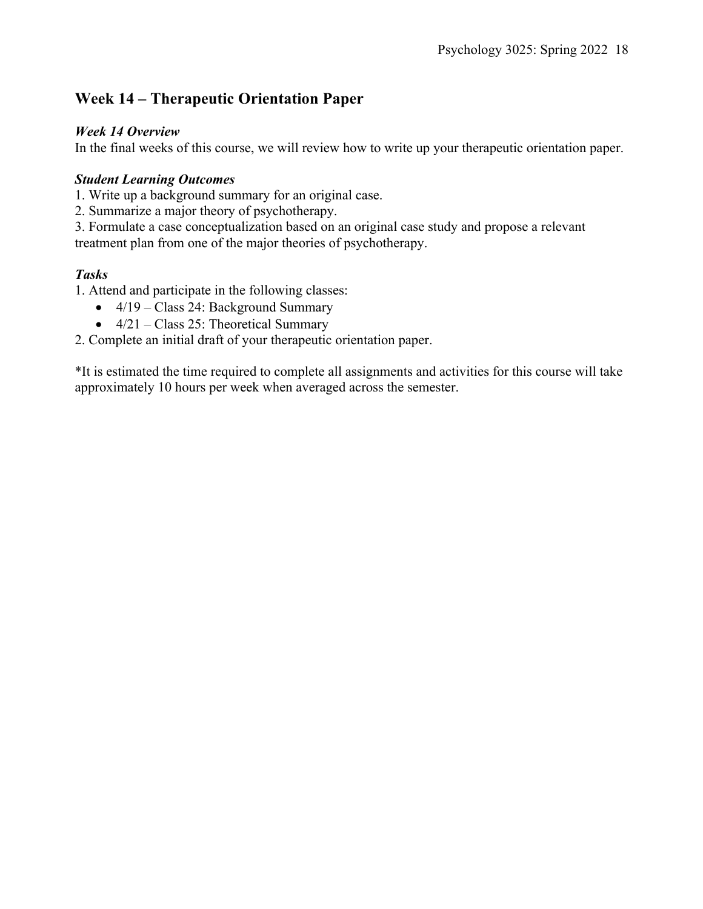## Week 14 – Therapeutic Orientation Paper

***Week 14 Overview***
In the final weeks of this course, we will review how to write up your therapeutic orientation paper.

***Student Learning Outcomes***
1. Write up a background summary for an original case.
2. Summarize a major theory of psychotherapy.
3. Formulate a case conceptualization based on an original case study and propose a relevant treatment plan from one of the major theories of psychotherapy.

***Tasks***
1. Attend and participate in the following classes:
   - 4/19 – Class 24: Background Summary
   - 4/21 – Class 25: Theoretical Summary
2. Complete an initial draft of your therapeutic orientation paper.

*It is estimated the time required to complete all assignments and activities for this course will take approximately 10 hours per week when averaged across the semester.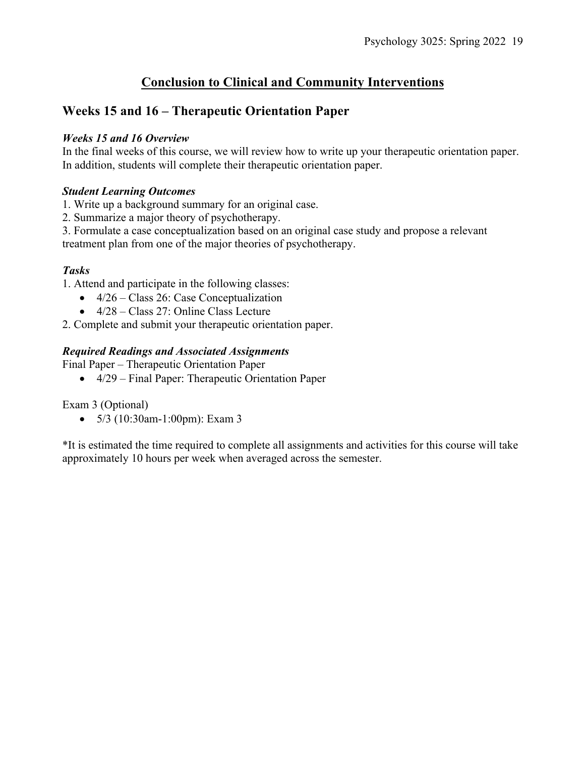# Conclusion to Clinical and Community Interventions

## Weeks 15 and 16 – Therapeutic Orientation Paper

### *Weeks 15 and 16 Overview*

In the final weeks of this course, we will review how to write up your therapeutic orientation paper. In addition, students will complete their therapeutic orientation paper.

### *Student Learning Outcomes*

1. Write up a background summary for an original case.
2. Summarize a major theory of psychotherapy.
3. Formulate a case conceptualization based on an original case study and propose a relevant treatment plan from one of the major theories of psychotherapy.

### *Tasks*

1. Attend and participate in the following classes:
   - 4/26 – Class 26: Case Conceptualization
   - 4/28 – Class 27: Online Class Lecture
2. Complete and submit your therapeutic orientation paper.

### *Required Readings and Associated Assignments*

Final Paper – Therapeutic Orientation Paper

- 4/29 – Final Paper: Therapeutic Orientation Paper

Exam 3 (Optional)

- 5/3 (10:30am-1:00pm): Exam 3

*It is estimated the time required to complete all assignments and activities for this course will take approximately 10 hours per week when averaged across the semester.